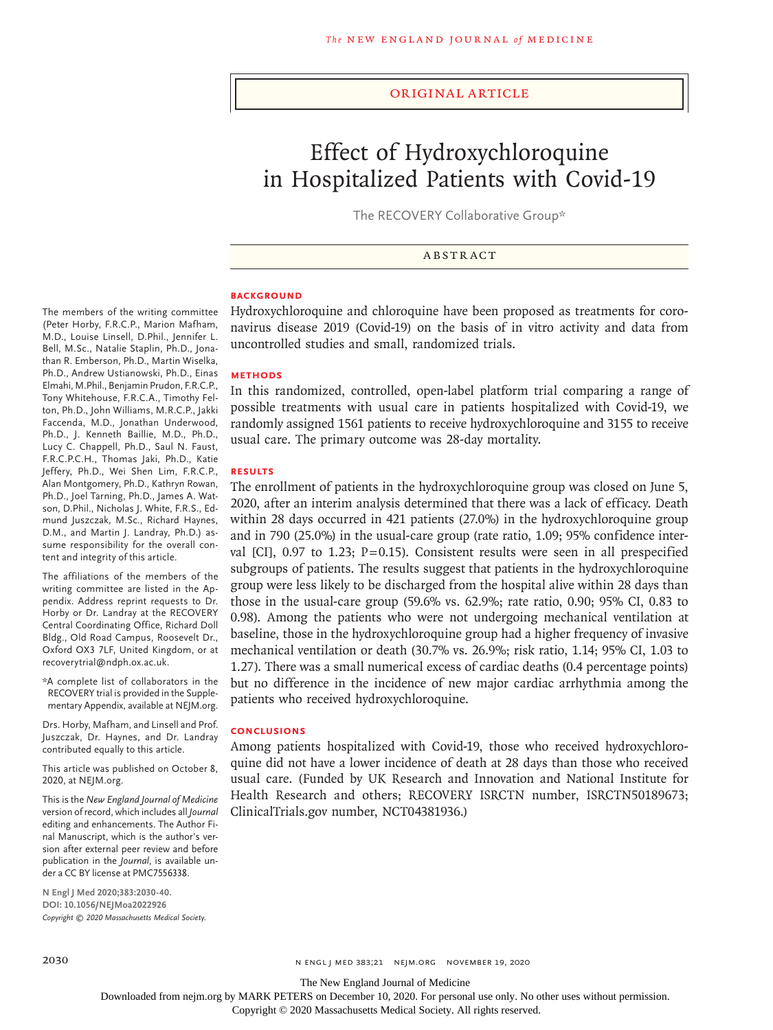ORIGINAL ARTICLE

# Effect of Hydroxychloroquine in Hospitalized Patients with Covid-19

The RECOVERY Collaborative Group*

## ABSTRACT

### BACKGROUND

Hydroxychloroquine and chloroquine have been proposed as treatments for coronavirus disease 2019 (Covid-19) on the basis of in vitro activity and data from uncontrolled studies and small, randomized trials.

### METHODS

In this randomized, controlled, open-label platform trial comparing a range of possible treatments with usual care in patients hospitalized with Covid-19, we randomly assigned 1561 patients to receive hydroxychloroquine and 3155 to receive usual care. The primary outcome was 28-day mortality.

### RESULTS

The enrollment of patients in the hydroxychloroquine group was closed on June 5, 2020, after an interim analysis determined that there was a lack of efficacy. Death within 28 days occurred in 421 patients (27.0%) in the hydroxychloroquine group and in 790 (25.0%) in the usual-care group (rate ratio, 1.09; 95% confidence interval [CI], 0.97 to 1.23; P=0.15). Consistent results were seen in all prespecified subgroups of patients. The results suggest that patients in the hydroxychloroquine group were less likely to be discharged from the hospital alive within 28 days than those in the usual-care group (59.6% vs. 62.9%; rate ratio, 0.90; 95% CI, 0.83 to 0.98). Among the patients who were not undergoing mechanical ventilation at baseline, those in the hydroxychloroquine group had a higher frequency of invasive mechanical ventilation or death (30.7% vs. 26.9%; risk ratio, 1.14; 95% CI, 1.03 to 1.27). There was a small numerical excess of cardiac deaths (0.4 percentage points) but no difference in the incidence of new major cardiac arrhythmia among the patients who received hydroxychloroquine.

### CONCLUSIONS

Among patients hospitalized with Covid-19, those who received hydroxychloroquine did not have a lower incidence of death at 28 days than those who received usual care. (Funded by UK Research and Innovation and National Institute for Health Research and others; RECOVERY ISRCTN number, ISRCTN50189673; ClinicalTrials.gov number, NCT04381936.)

The members of the writing committee (Peter Horby, F.R.C.P., Marion Mafham, M.D., Louise Linsell, D.Phil., Jennifer L. Bell, M.Sc., Natalie Staplin, Ph.D., Jonathan R. Emberson, Ph.D., Martin Wiselka, Ph.D., Andrew Ustianowski, Ph.D., Einas Elmahi, M.Phil., Benjamin Prudon, F.R.C.P., Tony Whitehouse, F.R.C.A., Timothy Felton, Ph.D., John Williams, M.R.C.P., Jakki Faccenda, M.D., Jonathan Underwood, Ph.D., J. Kenneth Baillie, M.D., Ph.D., Lucy C. Chappell, Ph.D., Saul N. Faust, F.R.C.P.C.H., Thomas Jaki, Ph.D., Katie Jeffery, Ph.D., Wei Shen Lim, F.R.C.P., Alan Montgomery, Ph.D., Kathryn Rowan, Ph.D., Joel Tarning, Ph.D., James A. Watson, D.Phil., Nicholas J. White, F.R.S., Edmund Juszczak, M.Sc., Richard Haynes, D.M., and Martin J. Landray, Ph.D.) assume responsibility for the overall content and integrity of this article.

The affiliations of the members of the writing committee are listed in the Appendix. Address reprint requests to Dr. Horby or Dr. Landray at the RECOVERY Central Coordinating Office, Richard Doll Bldg., Old Road Campus, Roosevelt Dr., Oxford OX3 7LF, United Kingdom, or at recoverytrial@ndph.ox.ac.uk.

*A complete list of collaborators in the RECOVERY trial is provided in the Supplementary Appendix, available at NEJM.org.

Drs. Horby, Mafham, and Linsell and Prof. Juszczak, Dr. Haynes, and Dr. Landray contributed equally to this article.

This article was published on October 8, 2020, at NEJM.org.

This is the *New England Journal of Medicine* version of record, which includes all *Journal* editing and enhancements. The Author Final Manuscript, which is the author's version after external peer review and before publication in the *Journal*, is available under a CC BY license at PMC7556338.

**N Engl J Med 2020;383:2030-40.**
**DOI: 10.1056/NEJMoa2022926**
*Copyright © 2020 Massachusetts Medical Society.*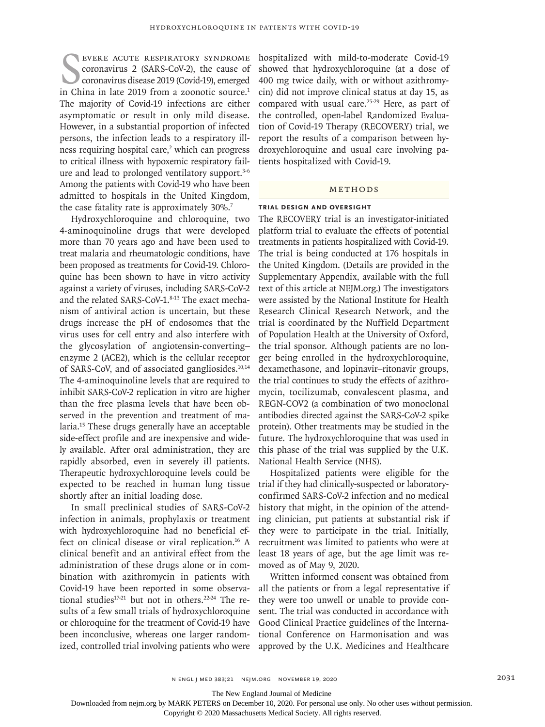Severe acute respiratory syndrome coronavirus 2 (SARS-CoV-2), the cause of coronavirus disease 2019 (Covid-19), emerged in China in late 2019 from a zoonotic source.[1] The majority of Covid-19 infections are either asymptomatic or result in only mild disease. However, in a substantial proportion of infected persons, the infection leads to a respiratory illness requiring hospital care,[2] which can progress to critical illness with hypoxemic respiratory failure and lead to prolonged ventilatory support.[3-6] Among the patients with Covid-19 who have been admitted to hospitals in the United Kingdom, the case fatality rate is approximately 30%.[7]

Hydroxychloroquine and chloroquine, two 4-aminoquinoline drugs that were developed more than 70 years ago and have been used to treat malaria and rheumatologic conditions, have been proposed as treatments for Covid-19. Chloroquine has been shown to have in vitro activity against a variety of viruses, including SARS-CoV-2 and the related SARS-CoV-1.[8-13] The exact mechanism of antiviral action is uncertain, but these drugs increase the pH of endosomes that the virus uses for cell entry and also interfere with the glycosylation of angiotensin-converting–enzyme 2 (ACE2), which is the cellular receptor of SARS-CoV, and of associated gangliosides.[10,14] The 4-aminoquinoline levels that are required to inhibit SARS-CoV-2 replication in vitro are higher than the free plasma levels that have been observed in the prevention and treatment of malaria.[15] These drugs generally have an acceptable side-effect profile and are inexpensive and widely available. After oral administration, they are rapidly absorbed, even in severely ill patients. Therapeutic hydroxychloroquine levels could be expected to be reached in human lung tissue shortly after an initial loading dose.

In small preclinical studies of SARS-CoV-2 infection in animals, prophylaxis or treatment with hydroxychloroquine had no beneficial effect on clinical disease or viral replication.[16] A clinical benefit and an antiviral effect from the administration of these drugs alone or in combination with azithromycin in patients with Covid-19 have been reported in some observational studies[17-21] but not in others.[22-24] The results of a few small trials of hydroxychloroquine or chloroquine for the treatment of Covid-19 have been inconclusive, whereas one larger randomized, controlled trial involving patients who were hospitalized with mild-to-moderate Covid-19 showed that hydroxychloroquine (at a dose of 400 mg twice daily, with or without azithromycin) did not improve clinical status at day 15, as compared with usual care.[25-29] Here, as part of the controlled, open-label Randomized Evaluation of Covid-19 Therapy (RECOVERY) trial, we report the results of a comparison between hydroxychloroquine and usual care involving patients hospitalized with Covid-19.

## Methods

### Trial Design and Oversight

The RECOVERY trial is an investigator-initiated platform trial to evaluate the effects of potential treatments in patients hospitalized with Covid-19. The trial is being conducted at 176 hospitals in the United Kingdom. (Details are provided in the Supplementary Appendix, available with the full text of this article at NEJM.org.) The investigators were assisted by the National Institute for Health Research Clinical Research Network, and the trial is coordinated by the Nuffield Department of Population Health at the University of Oxford, the trial sponsor. Although patients are no longer being enrolled in the hydroxychloroquine, dexamethasone, and lopinavir–ritonavir groups, the trial continues to study the effects of azithromycin, tocilizumab, convalescent plasma, and REGN-COV2 (a combination of two monoclonal antibodies directed against the SARS-CoV-2 spike protein). Other treatments may be studied in the future. The hydroxychloroquine that was used in this phase of the trial was supplied by the U.K. National Health Service (NHS).

Hospitalized patients were eligible for the trial if they had clinically-suspected or laboratory-confirmed SARS-CoV-2 infection and no medical history that might, in the opinion of the attending clinician, put patients at substantial risk if they were to participate in the trial. Initially, recruitment was limited to patients who were at least 18 years of age, but the age limit was removed as of May 9, 2020.

Written informed consent was obtained from all the patients or from a legal representative if they were too unwell or unable to provide consent. The trial was conducted in accordance with Good Clinical Practice guidelines of the International Conference on Harmonisation and was approved by the U.K. Medicines and Healthcare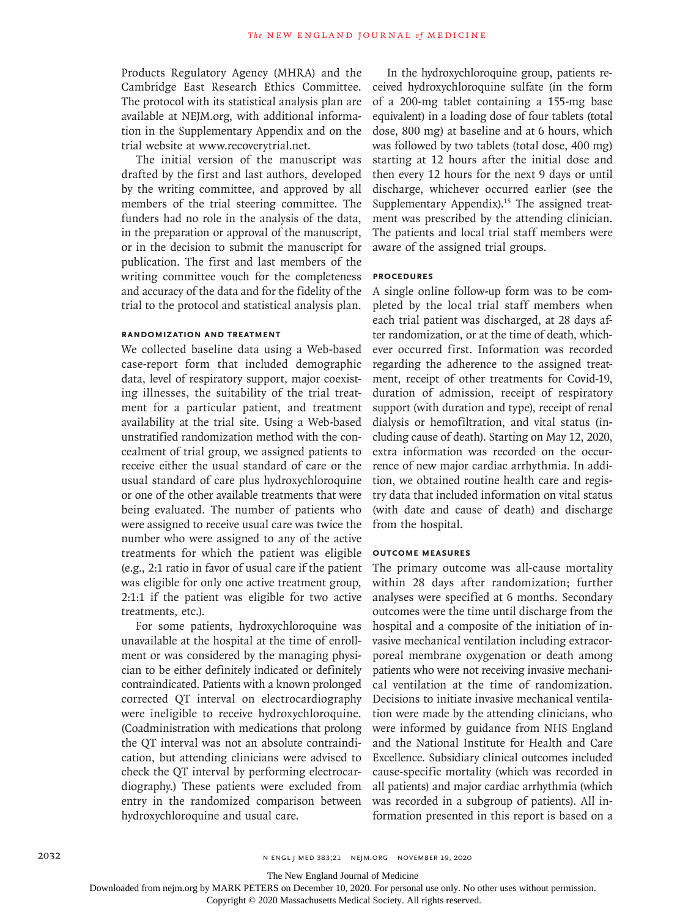Products Regulatory Agency (MHRA) and the Cambridge East Research Ethics Committee. The protocol with its statistical analysis plan are available at NEJM.org, with additional information in the Supplementary Appendix and on the trial website at www.recoverytrial.net.

The initial version of the manuscript was drafted by the first and last authors, developed by the writing committee, and approved by all members of the trial steering committee. The funders had no role in the analysis of the data, in the preparation or approval of the manuscript, or in the decision to submit the manuscript for publication. The first and last members of the writing committee vouch for the completeness and accuracy of the data and for the fidelity of the trial to the protocol and statistical analysis plan.

### Randomization and Treatment

We collected baseline data using a Web-based case-report form that included demographic data, level of respiratory support, major coexisting illnesses, the suitability of the trial treatment for a particular patient, and treatment availability at the trial site. Using a Web-based unstratified randomization method with the concealment of trial group, we assigned patients to receive either the usual standard of care or the usual standard of care plus hydroxychloroquine or one of the other available treatments that were being evaluated. The number of patients who were assigned to receive usual care was twice the number who were assigned to any of the active treatments for which the patient was eligible (e.g., 2:1 ratio in favor of usual care if the patient was eligible for only one active treatment group, 2:1:1 if the patient was eligible for two active treatments, etc.).

For some patients, hydroxychloroquine was unavailable at the hospital at the time of enrollment or was considered by the managing physician to be either definitely indicated or definitely contraindicated. Patients with a known prolonged corrected QT interval on electrocardiography were ineligible to receive hydroxychloroquine. (Coadministration with medications that prolong the QT interval was not an absolute contraindication, but attending clinicians were advised to check the QT interval by performing electrocardiography.) These patients were excluded from entry in the randomized comparison between hydroxychloroquine and usual care.

In the hydroxychloroquine group, patients received hydroxychloroquine sulfate (in the form of a 200-mg tablet containing a 155-mg base equivalent) in a loading dose of four tablets (total dose, 800 mg) at baseline and at 6 hours, which was followed by two tablets (total dose, 400 mg) starting at 12 hours after the initial dose and then every 12 hours for the next 9 days or until discharge, whichever occurred earlier (see the Supplementary Appendix).[15] The assigned treatment was prescribed by the attending clinician. The patients and local trial staff members were aware of the assigned trial groups.

### Procedures

A single online follow-up form was to be completed by the local trial staff members when each trial patient was discharged, at 28 days after randomization, or at the time of death, whichever occurred first. Information was recorded regarding the adherence to the assigned treatment, receipt of other treatments for Covid-19, duration of admission, receipt of respiratory support (with duration and type), receipt of renal dialysis or hemofiltration, and vital status (including cause of death). Starting on May 12, 2020, extra information was recorded on the occurrence of new major cardiac arrhythmia. In addition, we obtained routine health care and registry data that included information on vital status (with date and cause of death) and discharge from the hospital.

### Outcome Measures

The primary outcome was all-cause mortality within 28 days after randomization; further analyses were specified at 6 months. Secondary outcomes were the time until discharge from the hospital and a composite of the initiation of invasive mechanical ventilation including extracorporeal membrane oxygenation or death among patients who were not receiving invasive mechanical ventilation at the time of randomization. Decisions to initiate invasive mechanical ventilation were made by the attending clinicians, who were informed by guidance from NHS England and the National Institute for Health and Care Excellence. Subsidiary clinical outcomes included cause-specific mortality (which was recorded in all patients) and major cardiac arrhythmia (which was recorded in a subgroup of patients). All information presented in this report is based on a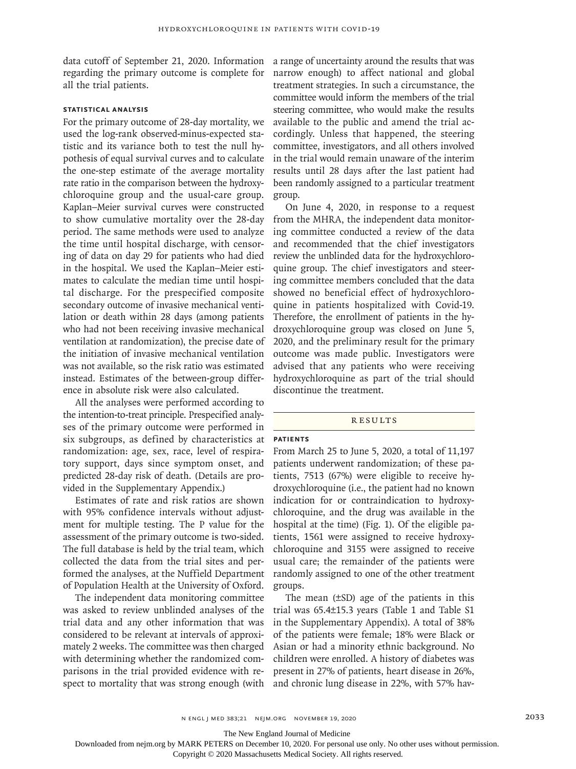data cutoff of September 21, 2020. Information regarding the primary outcome is complete for all the trial patients.

### STATISTICAL ANALYSIS

For the primary outcome of 28-day mortality, we used the log-rank observed-minus-expected statistic and its variance both to test the null hypothesis of equal survival curves and to calculate the one-step estimate of the average mortality rate ratio in the comparison between the hydroxychloroquine group and the usual-care group. Kaplan–Meier survival curves were constructed to show cumulative mortality over the 28-day period. The same methods were used to analyze the time until hospital discharge, with censoring of data on day 29 for patients who had died in the hospital. We used the Kaplan–Meier estimates to calculate the median time until hospital discharge. For the prespecified composite secondary outcome of invasive mechanical ventilation or death within 28 days (among patients who had not been receiving invasive mechanical ventilation at randomization), the precise date of the initiation of invasive mechanical ventilation was not available, so the risk ratio was estimated instead. Estimates of the between-group difference in absolute risk were also calculated.

All the analyses were performed according to the intention-to-treat principle. Prespecified analyses of the primary outcome were performed in six subgroups, as defined by characteristics at randomization: age, sex, race, level of respiratory support, days since symptom onset, and predicted 28-day risk of death. (Details are provided in the Supplementary Appendix.)

Estimates of rate and risk ratios are shown with 95% confidence intervals without adjustment for multiple testing. The P value for the assessment of the primary outcome is two-sided. The full database is held by the trial team, which collected the data from the trial sites and performed the analyses, at the Nuffield Department of Population Health at the University of Oxford.

The independent data monitoring committee was asked to review unblinded analyses of the trial data and any other information that was considered to be relevant at intervals of approximately 2 weeks. The committee was then charged with determining whether the randomized comparisons in the trial provided evidence with respect to mortality that was strong enough (with a range of uncertainty around the results that was narrow enough) to affect national and global treatment strategies. In such a circumstance, the committee would inform the members of the trial steering committee, who would make the results available to the public and amend the trial accordingly. Unless that happened, the steering committee, investigators, and all others involved in the trial would remain unaware of the interim results until 28 days after the last patient had been randomly assigned to a particular treatment group.

On June 4, 2020, in response to a request from the MHRA, the independent data monitoring committee conducted a review of the data and recommended that the chief investigators review the unblinded data for the hydroxychloroquine group. The chief investigators and steering committee members concluded that the data showed no beneficial effect of hydroxychloroquine in patients hospitalized with Covid-19. Therefore, the enrollment of patients in the hydroxychloroquine group was closed on June 5, 2020, and the preliminary result for the primary outcome was made public. Investigators were advised that any patients who were receiving hydroxychloroquine as part of the trial should discontinue the treatment.

## RESULTS

### PATIENTS

From March 25 to June 5, 2020, a total of 11,197 patients underwent randomization; of these patients, 7513 (67%) were eligible to receive hydroxychloroquine (i.e., the patient had no known indication for or contraindication to hydroxychloroquine, and the drug was available in the hospital at the time) (Fig. 1). Of the eligible patients, 1561 were assigned to receive hydroxychloroquine and 3155 were assigned to receive usual care; the remainder of the patients were randomly assigned to one of the other treatment groups.

The mean (±SD) age of the patients in this trial was 65.4±15.3 years (Table 1 and Table S1 in the Supplementary Appendix). A total of 38% of the patients were female; 18% were Black or Asian or had a minority ethnic background. No children were enrolled. A history of diabetes was present in 27% of patients, heart disease in 26%, and chronic lung disease in 22%, with 57% hav-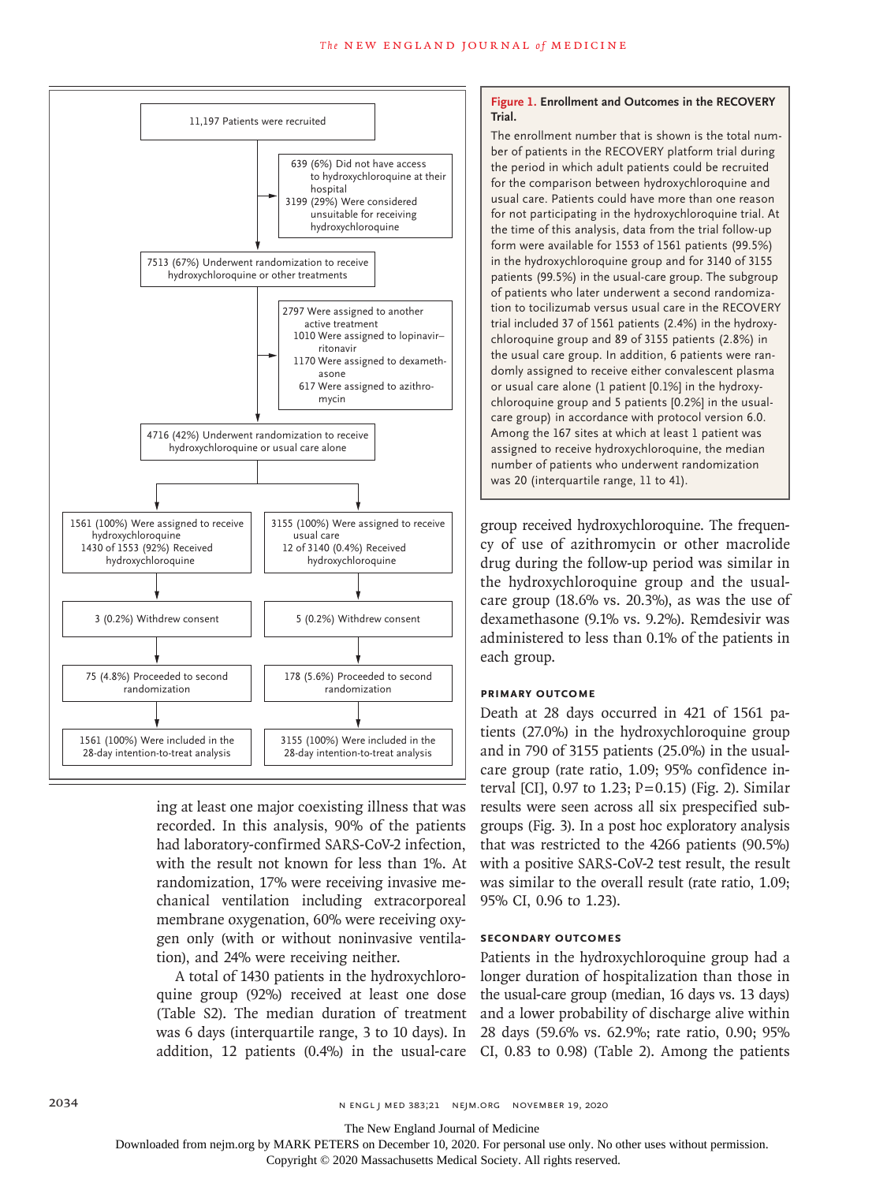11,197 Patients were recruited

639 (6%) Did not have access to hydroxychloroquine at their hospital
3199 (29%) Were considered unsuitable for receiving hydroxychloroquine

7513 (67%) Underwent randomization to receive hydroxychloroquine or other treatments

2797 Were assigned to another active treatment
1010 Were assigned to lopinavir–ritonavir
1170 Were assigned to dexamethasone
617 Were assigned to azithromycin

4716 (42%) Underwent randomization to receive hydroxychloroquine or usual care alone

| Hydroxychloroquine | Usual care |
| --- | --- |
| 1561 (100%) Were assigned to receive hydroxychloroquine; 1430 of 1553 (92%) Received hydroxychloroquine | 3155 (100%) Were assigned to receive usual care; 12 of 3140 (0.4%) Received hydroxychloroquine |
| 3 (0.2%) Withdrew consent | 5 (0.2%) Withdrew consent |
| 75 (4.8%) Proceeded to second randomization | 178 (5.6%) Proceeded to second randomization |
| 1561 (100%) Were included in the 28-day intention-to-treat analysis | 3155 (100%) Were included in the 28-day intention-to-treat analysis |

**Figure 1. Enrollment and Outcomes in the RECOVERY Trial.**

The enrollment number that is shown is the total number of patients in the RECOVERY platform trial during the period in which adult patients could be recruited for the comparison between hydroxychloroquine and usual care. Patients could have more than one reason for not participating in the hydroxychloroquine trial. At the time of this analysis, data from the trial follow-up form were available for 1553 of 1561 patients (99.5%) in the hydroxychloroquine group and for 3140 of 3155 patients (99.5%) in the usual-care group. The subgroup of patients who later underwent a second randomization to tocilizumab versus usual care in the RECOVERY trial included 37 of 1561 patients (2.4%) in the hydroxychloroquine group and 89 of 3155 patients (2.8%) in the usual care group. In addition, 6 patients were randomly assigned to receive either convalescent plasma or usual care alone (1 patient [0.1%] in the hydroxychloroquine group and 5 patients [0.2%] in the usual-care group) in accordance with protocol version 6.0. Among the 167 sites at which at least 1 patient was assigned to receive hydroxychloroquine, the median number of patients who underwent randomization was 20 (interquartile range, 11 to 41).

ing at least one major coexisting illness that was recorded. In this analysis, 90% of the patients had laboratory-confirmed SARS-CoV-2 infection, with the result not known for less than 1%. At randomization, 17% were receiving invasive mechanical ventilation including extracorporeal membrane oxygenation, 60% were receiving oxygen only (with or without noninvasive ventilation), and 24% were receiving neither.

A total of 1430 patients in the hydroxychloroquine group (92%) received at least one dose (Table S2). The median duration of treatment was 6 days (interquartile range, 3 to 10 days). In addition, 12 patients (0.4%) in the usual-care group received hydroxychloroquine. The frequency of use of azithromycin or other macrolide drug during the follow-up period was similar in the hydroxychloroquine group and the usual-care group (18.6% vs. 20.3%), as was the use of dexamethasone (9.1% vs. 9.2%). Remdesivir was administered to less than 0.1% of the patients in each group.

### Primary Outcome

Death at 28 days occurred in 421 of 1561 patients (27.0%) in the hydroxychloroquine group and in 790 of 3155 patients (25.0%) in the usual-care group (rate ratio, 1.09; 95% confidence interval [CI], 0.97 to 1.23; P=0.15) (Fig. 2). Similar results were seen across all six prespecified subgroups (Fig. 3). In a post hoc exploratory analysis that was restricted to the 4266 patients (90.5%) with a positive SARS-CoV-2 test result, the result was similar to the overall result (rate ratio, 1.09; 95% CI, 0.96 to 1.23).

### Secondary Outcomes

Patients in the hydroxychloroquine group had a longer duration of hospitalization than those in the usual-care group (median, 16 days vs. 13 days) and a lower probability of discharge alive within 28 days (59.6% vs. 62.9%; rate ratio, 0.90; 95% CI, 0.83 to 0.98) (Table 2). Among the patients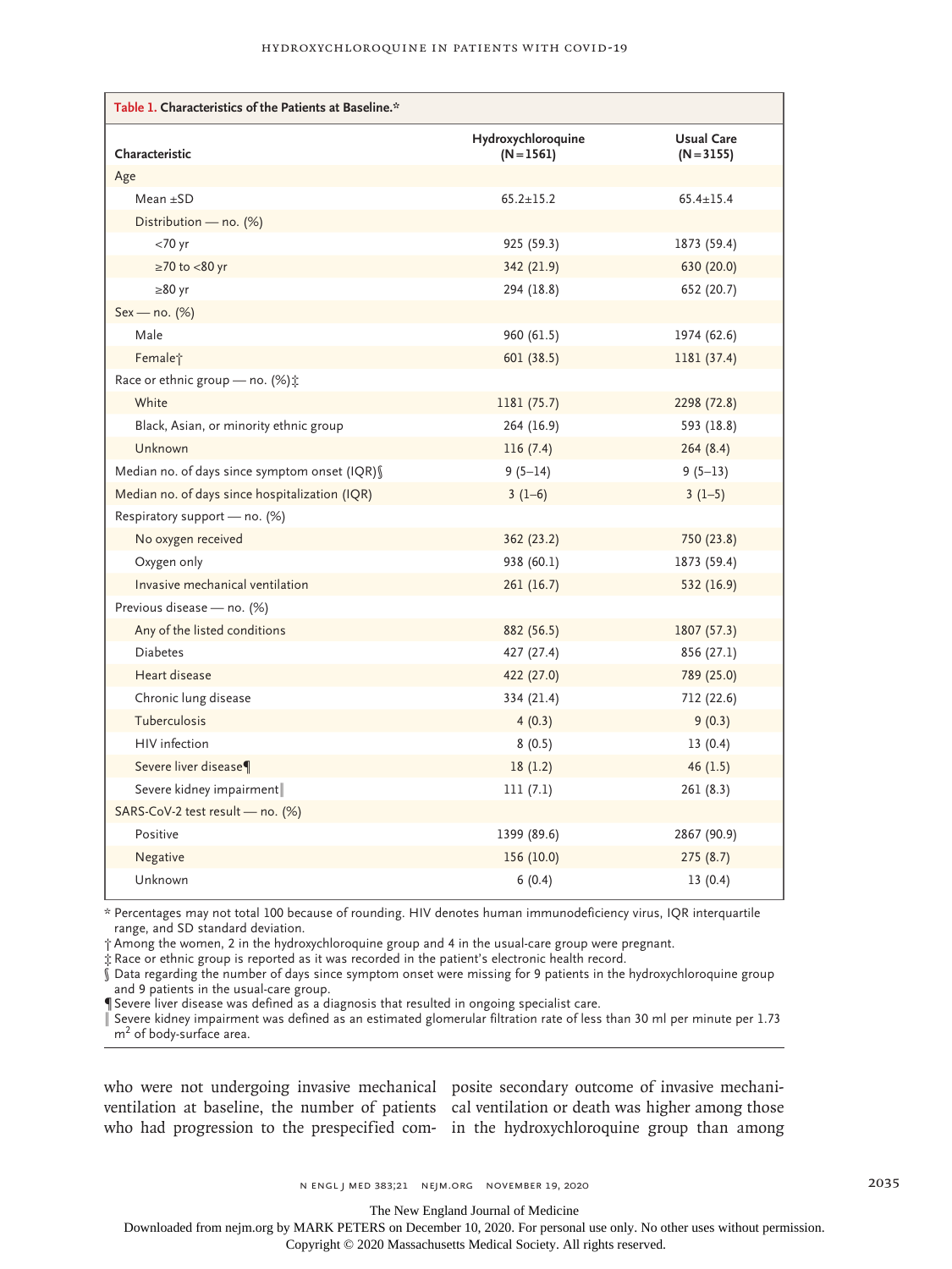| Table 1. Characteristics of the Patients at Baseline.* | | |
|---|---|---|
| Characteristic | Hydroxychloroquine (N=1561) | Usual Care (N=3155) |
| Age | | |
| Mean ±SD | 65.2±15.2 | 65.4±15.4 |
| Distribution — no. (%) | | |
| <70 yr | 925 (59.3) | 1873 (59.4) |
| ≥70 to <80 yr | 342 (21.9) | 630 (20.0) |
| ≥80 yr | 294 (18.8) | 652 (20.7) |
| Sex — no. (%) | | |
| Male | 960 (61.5) | 1974 (62.6) |
| Female† | 601 (38.5) | 1181 (37.4) |
| Race or ethnic group — no. (%)‡ | | |
| White | 1181 (75.7) | 2298 (72.8) |
| Black, Asian, or minority ethnic group | 264 (16.9) | 593 (18.8) |
| Unknown | 116 (7.4) | 264 (8.4) |
| Median no. of days since symptom onset (IQR)§ | 9 (5–14) | 9 (5–13) |
| Median no. of days since hospitalization (IQR) | 3 (1–6) | 3 (1–5) |
| Respiratory support — no. (%) | | |
| No oxygen received | 362 (23.2) | 750 (23.8) |
| Oxygen only | 938 (60.1) | 1873 (59.4) |
| Invasive mechanical ventilation | 261 (16.7) | 532 (16.9) |
| Previous disease — no. (%) | | |
| Any of the listed conditions | 882 (56.5) | 1807 (57.3) |
| Diabetes | 427 (27.4) | 856 (27.1) |
| Heart disease | 422 (27.0) | 789 (25.0) |
| Chronic lung disease | 334 (21.4) | 712 (22.6) |
| Tuberculosis | 4 (0.3) | 9 (0.3) |
| HIV infection | 8 (0.5) | 13 (0.4) |
| Severe liver disease¶ | 18 (1.2) | 46 (1.5) |
| Severe kidney impairment‖ | 111 (7.1) | 261 (8.3) |
| SARS-CoV-2 test result — no. (%) | | |
| Positive | 1399 (89.6) | 2867 (90.9) |
| Negative | 156 (10.0) | 275 (8.7) |
| Unknown | 6 (0.4) | 13 (0.4) |

\* Percentages may not total 100 because of rounding. HIV denotes human immunodeficiency virus, IQR interquartile range, and SD standard deviation.

† Among the women, 2 in the hydroxychloroquine group and 4 in the usual-care group were pregnant.

‡ Race or ethnic group is reported as it was recorded in the patient's electronic health record.

§ Data regarding the number of days since symptom onset were missing for 9 patients in the hydroxychloroquine group and 9 patients in the usual-care group.

¶ Severe liver disease was defined as a diagnosis that resulted in ongoing specialist care.

‖ Severe kidney impairment was defined as an estimated glomerular filtration rate of less than 30 ml per minute per 1.73 $m^2$ of body-surface area.

who were not undergoing invasive mechanical ventilation at baseline, the number of patients who had progression to the prespecified composite secondary outcome of invasive mechanical ventilation or death was higher among those in the hydroxychloroquine group than among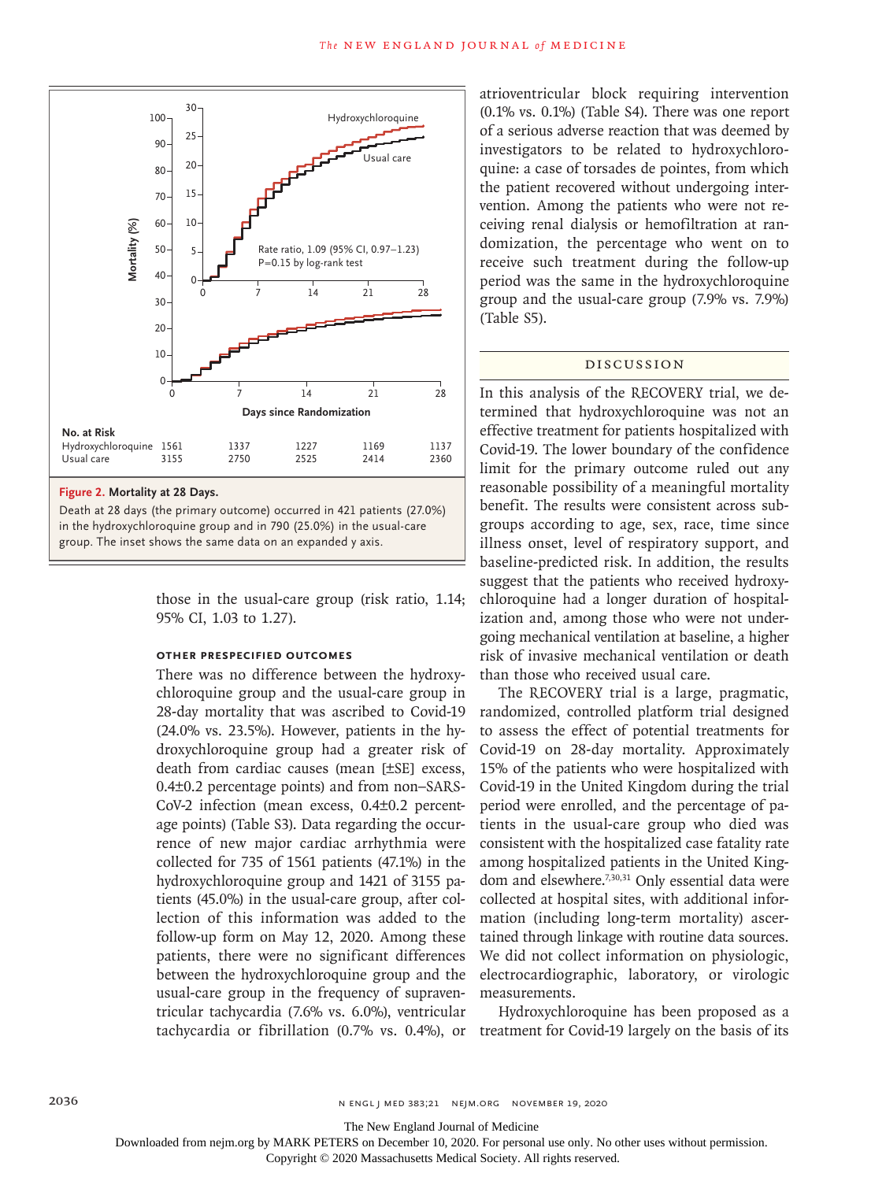**Figure 2. Mortality at 28 Days.**

Death at 28 days (the primary outcome) occurred in 421 patients (27.0%) in the hydroxychloroquine group and in 790 (25.0%) in the usual-care group. The inset shows the same data on an expanded y axis.

| No. at Risk | 0 | 7 | 14 | 21 | 28 |
|---|---|---|---|---|---|
| Hydroxychloroquine | 1561 | 1337 | 1227 | 1169 | 1137 |
| Usual care | 3155 | 2750 | 2525 | 2414 | 2360 |

those in the usual-care group (risk ratio, 1.14; 95% CI, 1.03 to 1.27).

#### OTHER PRESPECIFIED OUTCOMES

There was no difference between the hydroxychloroquine group and the usual-care group in 28-day mortality that was ascribed to Covid-19 (24.0% vs. 23.5%). However, patients in the hydroxychloroquine group had a greater risk of death from cardiac causes (mean [±SE] excess, 0.4±0.2 percentage points) and from non–SARS-CoV-2 infection (mean excess, 0.4±0.2 percentage points) (Table S3). Data regarding the occurrence of new major cardiac arrhythmia were collected for 735 of 1561 patients (47.1%) in the hydroxychloroquine group and 1421 of 3155 patients (45.0%) in the usual-care group, after collection of this information was added to the follow-up form on May 12, 2020. Among these patients, there were no significant differences between the hydroxychloroquine group and the usual-care group in the frequency of supraventricular tachycardia (7.6% vs. 6.0%), ventricular tachycardia or fibrillation (0.7% vs. 0.4%), or atrioventricular block requiring intervention (0.1% vs. 0.1%) (Table S4). There was one report of a serious adverse reaction that was deemed by investigators to be related to hydroxychloroquine: a case of torsades de pointes, from which the patient recovered without undergoing intervention. Among the patients who were not receiving renal dialysis or hemofiltration at randomization, the percentage who went on to receive such treatment during the follow-up period was the same in the hydroxychloroquine group and the usual-care group (7.9% vs. 7.9%) (Table S5).

## DISCUSSION

In this analysis of the RECOVERY trial, we determined that hydroxychloroquine was not an effective treatment for patients hospitalized with Covid-19. The lower boundary of the confidence limit for the primary outcome ruled out any reasonable possibility of a meaningful mortality benefit. The results were consistent across subgroups according to age, sex, race, time since illness onset, level of respiratory support, and baseline-predicted risk. In addition, the results suggest that the patients who received hydroxychloroquine had a longer duration of hospitalization and, among those who were not undergoing mechanical ventilation at baseline, a higher risk of invasive mechanical ventilation or death than those who received usual care.

The RECOVERY trial is a large, pragmatic, randomized, controlled platform trial designed to assess the effect of potential treatments for Covid-19 on 28-day mortality. Approximately 15% of the patients who were hospitalized with Covid-19 in the United Kingdom during the trial period were enrolled, and the percentage of patients in the usual-care group who died was consistent with the hospitalized case fatality rate among hospitalized patients in the United Kingdom and elsewhere.[7,30,31] Only essential data were collected at hospital sites, with additional information (including long-term mortality) ascertained through linkage with routine data sources. We did not collect information on physiologic, electrocardiographic, laboratory, or virologic measurements.

Hydroxychloroquine has been proposed as a treatment for Covid-19 largely on the basis of its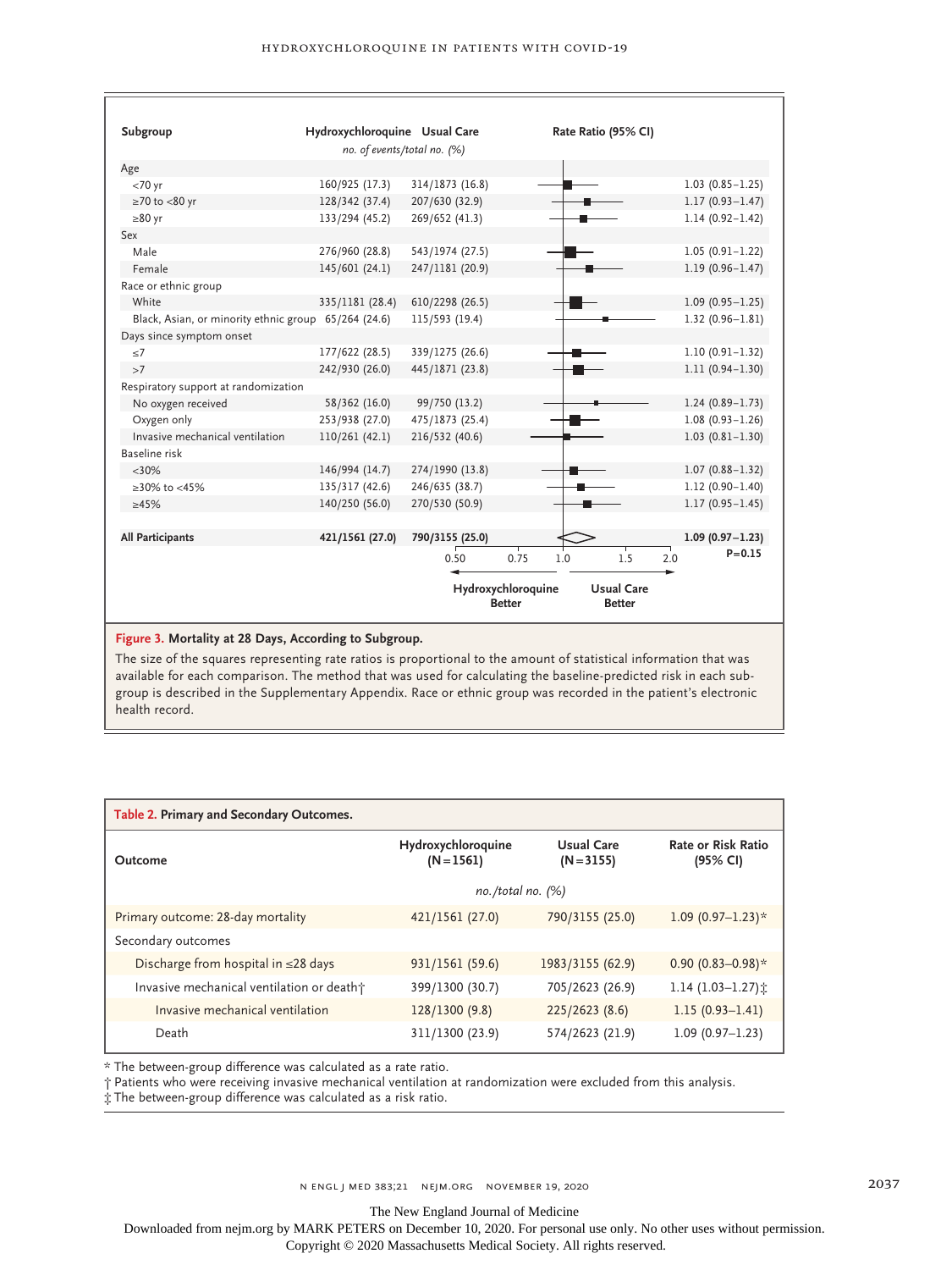| Subgroup | Hydroxychloroquine | Usual Care | Rate Ratio (95% CI) |
|---|---|---|---|
| | *no. of events/total no. (%)* | | |
| **Age** | | | |
| <70 yr | 160/925 (17.3) | 314/1873 (16.8) | 1.03 (0.85–1.25) |
| ≥70 to <80 yr | 128/342 (37.4) | 207/630 (32.9) | 1.17 (0.93–1.47) |
| ≥80 yr | 133/294 (45.2) | 269/652 (41.3) | 1.14 (0.92–1.42) |
| **Sex** | | | |
| Male | 276/960 (28.8) | 543/1974 (27.5) | 1.05 (0.91–1.22) |
| Female | 145/601 (24.1) | 247/1181 (20.9) | 1.19 (0.96–1.47) |
| **Race or ethnic group** | | | |
| White | 335/1181 (28.4) | 610/2298 (26.5) | 1.09 (0.95–1.25) |
| Black, Asian, or minority ethnic group | 65/264 (24.6) | 115/593 (19.4) | 1.32 (0.96–1.81) |
| **Days since symptom onset** | | | |
| ≤7 | 177/622 (28.5) | 339/1275 (26.6) | 1.10 (0.91–1.32) |
| >7 | 242/930 (26.0) | 445/1871 (23.8) | 1.11 (0.94–1.30) |
| **Respiratory support at randomization** | | | |
| No oxygen received | 58/362 (16.0) | 99/750 (13.2) | 1.24 (0.89–1.73) |
| Oxygen only | 253/938 (27.0) | 475/1873 (25.4) | 1.08 (0.93–1.26) |
| Invasive mechanical ventilation | 110/261 (42.1) | 216/532 (40.6) | 1.03 (0.81–1.30) |
| **Baseline risk** | | | |
| <30% | 146/994 (14.7) | 274/1990 (13.8) | 1.07 (0.88–1.32) |
| ≥30% to <45% | 135/317 (42.6) | 246/635 (38.7) | 1.12 (0.90–1.40) |
| ≥45% | 140/250 (56.0) | 270/530 (50.9) | 1.17 (0.95–1.45) |
| **All Participants** | **421/1561 (27.0)** | **790/3155 (25.0)** | **1.09 (0.97–1.23)** P=0.15 |

(Rate ratio axis: 0.50, 0.75, 1.0, 1.5, 2.0; ← Hydroxychloroquine Better | Usual Care Better →)

**Figure 3. Mortality at 28 Days, According to Subgroup.**

The size of the squares representing rate ratios is proportional to the amount of statistical information that was available for each comparison. The method that was used for calculating the baseline-predicted risk in each subgroup is described in the Supplementary Appendix. Race or ethnic group was recorded in the patient's electronic health record.

**Table 2. Primary and Secondary Outcomes.**

| Outcome | Hydroxychloroquine (N=1561) | Usual Care (N=3155) | Rate or Risk Ratio (95% CI) |
|---|---|---|---|
| | *no./total no. (%)* | | |
| Primary outcome: 28-day mortality | 421/1561 (27.0) | 790/3155 (25.0) | 1.09 (0.97–1.23)* |
| Secondary outcomes | | | |
| Discharge from hospital in ≤28 days | 931/1561 (59.6) | 1983/3155 (62.9) | 0.90 (0.83–0.98)* |
| Invasive mechanical ventilation or death† | 399/1300 (30.7) | 705/2623 (26.9) | 1.14 (1.03–1.27)‡ |
| Invasive mechanical ventilation | 128/1300 (9.8) | 225/2623 (8.6) | 1.15 (0.93–1.41) |
| Death | 311/1300 (23.9) | 574/2623 (21.9) | 1.09 (0.97–1.23) |

* The between-group difference was calculated as a rate ratio.

† Patients who were receiving invasive mechanical ventilation at randomization were excluded from this analysis.

‡ The between-group difference was calculated as a risk ratio.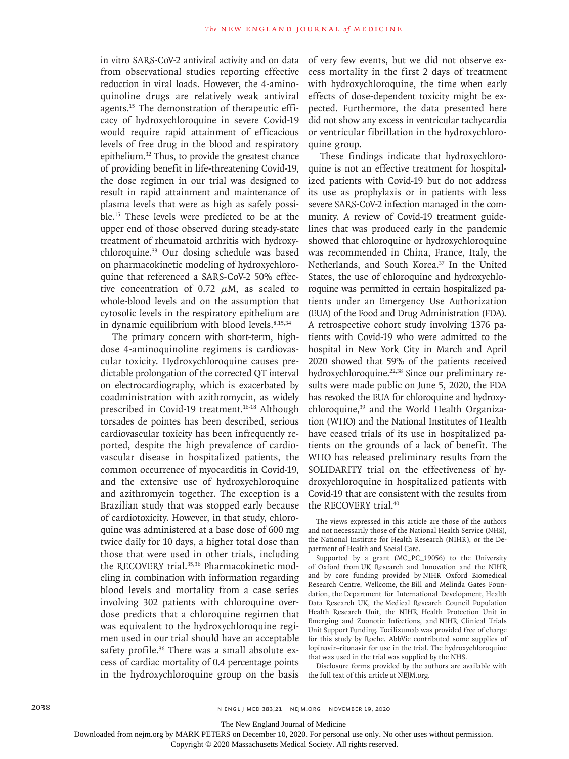in vitro SARS-CoV-2 antiviral activity and on data from observational studies reporting effective reduction in viral loads. However, the 4-aminoquinoline drugs are relatively weak antiviral agents.[15] The demonstration of therapeutic efficacy of hydroxychloroquine in severe Covid-19 would require rapid attainment of efficacious levels of free drug in the blood and respiratory epithelium.[32] Thus, to provide the greatest chance of providing benefit in life-threatening Covid-19, the dose regimen in our trial was designed to result in rapid attainment and maintenance of plasma levels that were as high as safely possible.[15] These levels were predicted to be at the upper end of those observed during steady-state treatment of rheumatoid arthritis with hydroxychloroquine.[33] Our dosing schedule was based on pharmacokinetic modeling of hydroxychloroquine that referenced a SARS-CoV-2 50% effective concentration of 0.72 $\mu$M, as scaled to whole-blood levels and on the assumption that cytosolic levels in the respiratory epithelium are in dynamic equilibrium with blood levels.[8,15,34]

The primary concern with short-term, high-dose 4-aminoquinoline regimens is cardiovascular toxicity. Hydroxychloroquine causes predictable prolongation of the corrected QT interval on electrocardiography, which is exacerbated by coadministration with azithromycin, as widely prescribed in Covid-19 treatment.[16-18] Although torsades de pointes has been described, serious cardiovascular toxicity has been infrequently reported, despite the high prevalence of cardiovascular disease in hospitalized patients, the common occurrence of myocarditis in Covid-19, and the extensive use of hydroxychloroquine and azithromycin together. The exception is a Brazilian study that was stopped early because of cardiotoxicity. However, in that study, chloroquine was administered at a base dose of 600 mg twice daily for 10 days, a higher total dose than those that were used in other trials, including the RECOVERY trial.[35,36] Pharmacokinetic modeling in combination with information regarding blood levels and mortality from a case series involving 302 patients with chloroquine overdose predicts that a chloroquine regimen that was equivalent to the hydroxychloroquine regimen used in our trial should have an acceptable safety profile.[36] There was a small absolute excess of cardiac mortality of 0.4 percentage points in the hydroxychloroquine group on the basis of very few events, but we did not observe excess mortality in the first 2 days of treatment with hydroxychloroquine, the time when early effects of dose-dependent toxicity might be expected. Furthermore, the data presented here did not show any excess in ventricular tachycardia or ventricular fibrillation in the hydroxychloroquine group.

These findings indicate that hydroxychloroquine is not an effective treatment for hospitalized patients with Covid-19 but do not address its use as prophylaxis or in patients with less severe SARS-CoV-2 infection managed in the community. A review of Covid-19 treatment guidelines that was produced early in the pandemic showed that chloroquine or hydroxychloroquine was recommended in China, France, Italy, the Netherlands, and South Korea.[37] In the United States, the use of chloroquine and hydroxychloroquine was permitted in certain hospitalized patients under an Emergency Use Authorization (EUA) of the Food and Drug Administration (FDA). A retrospective cohort study involving 1376 patients with Covid-19 who were admitted to the hospital in New York City in March and April 2020 showed that 59% of the patients received hydroxychloroquine.[22,38] Since our preliminary results were made public on June 5, 2020, the FDA has revoked the EUA for chloroquine and hydroxychloroquine,[39] and the World Health Organization (WHO) and the National Institutes of Health have ceased trials of its use in hospitalized patients on the grounds of a lack of benefit. The WHO has released preliminary results from the SOLIDARITY trial on the effectiveness of hydroxychloroquine in hospitalized patients with Covid-19 that are consistent with the results from the RECOVERY trial.[40]

The views expressed in this article are those of the authors and not necessarily those of the National Health Service (NHS), the National Institute for Health Research (NIHR), or the Department of Health and Social Care.

Supported by a grant (MC_PC_19056) to the University of Oxford from UK Research and Innovation and the NIHR and by core funding provided by NIHR Oxford Biomedical Research Centre, Wellcome, the Bill and Melinda Gates Foundation, the Department for International Development, Health Data Research UK, the Medical Research Council Population Health Research Unit, the NIHR Health Protection Unit in Emerging and Zoonotic Infections, and NIHR Clinical Trials Unit Support Funding. Tocilizumab was provided free of charge for this study by Roche. AbbVie contributed some supplies of lopinavir–ritonavir for use in the trial. The hydroxychloroquine that was used in the trial was supplied by the NHS.

Disclosure forms provided by the authors are available with the full text of this article at NEJM.org.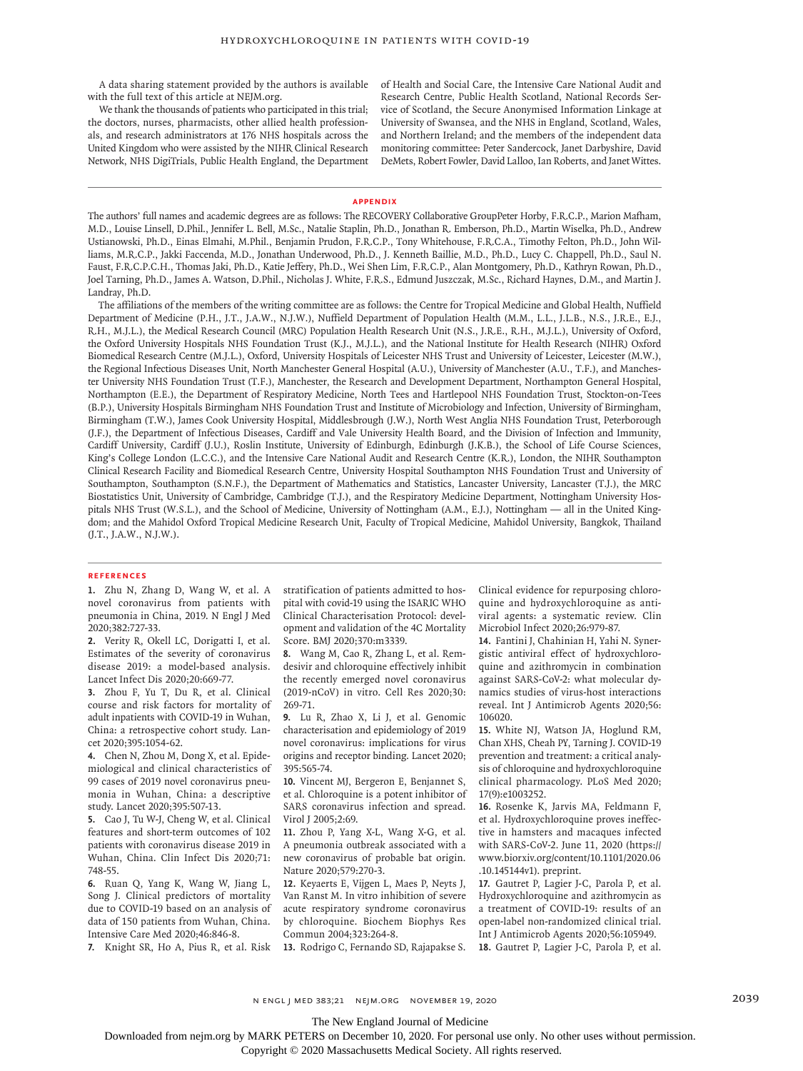A data sharing statement provided by the authors is available with the full text of this article at NEJM.org.

We thank the thousands of patients who participated in this trial; the doctors, nurses, pharmacists, other allied health professionals, and research administrators at 176 NHS hospitals across the United Kingdom who were assisted by the NIHR Clinical Research Network, NHS DigiTrials, Public Health England, the Department of Health and Social Care, the Intensive Care National Audit and Research Centre, Public Health Scotland, National Records Service of Scotland, the Secure Anonymised Information Linkage at University of Swansea, and the NHS in England, Scotland, Wales, and Northern Ireland; and the members of the independent data monitoring committee: Peter Sandercock, Janet Darbyshire, David DeMets, Robert Fowler, David Lalloo, Ian Roberts, and Janet Wittes.

## APPENDIX

The authors' full names and academic degrees are as follows: The RECOVERY Collaborative GroupPeter Horby, F.R.C.P., Marion Mafham, M.D., Louise Linsell, D.Phil., Jennifer L. Bell, M.Sc., Natalie Staplin, Ph.D., Jonathan R. Emberson, Ph.D., Martin Wiselka, Ph.D., Andrew Ustianowski, Ph.D., Einas Elmahi, M.Phil., Benjamin Prudon, F.R.C.P., Tony Whitehouse, F.R.C.A., Timothy Felton, Ph.D., John Williams, M.R.C.P., Jakki Faccenda, M.D., Jonathan Underwood, Ph.D., J. Kenneth Baillie, M.D., Ph.D., Lucy C. Chappell, Ph.D., Saul N. Faust, F.R.C.P.C.H., Thomas Jaki, Ph.D., Katie Jeffery, Ph.D., Wei Shen Lim, F.R.C.P., Alan Montgomery, Ph.D., Kathryn Rowan, Ph.D., Joel Tarning, Ph.D., James A. Watson, D.Phil., Nicholas J. White, F.R.S., Edmund Juszczak, M.Sc., Richard Haynes, D.M., and Martin J. Landray, Ph.D.

The affiliations of the members of the writing committee are as follows: the Centre for Tropical Medicine and Global Health, Nuffield Department of Medicine (P.H., J.T., J.A.W., N.J.W.), Nuffield Department of Population Health (M.M., L.L., J.L.B., N.S., J.R.E., E.J., R.H., M.J.L.), the Medical Research Council (MRC) Population Health Research Unit (N.S., J.R.E., R.H., M.J.L.), University of Oxford, the Oxford University Hospitals NHS Foundation Trust (K.J., M.J.L.), and the National Institute for Health Research (NIHR) Oxford Biomedical Research Centre (M.J.L.), Oxford, University Hospitals of Leicester NHS Trust and University of Leicester, Leicester (M.W.), the Regional Infectious Diseases Unit, North Manchester General Hospital (A.U.), University of Manchester (A.U., T.F.), and Manchester University NHS Foundation Trust (T.F.), Manchester, the Research and Development Department, Northampton General Hospital, Northampton (E.E.), the Department of Respiratory Medicine, North Tees and Hartlepool NHS Foundation Trust, Stockton-on-Tees (B.P.), University Hospitals Birmingham NHS Foundation Trust and Institute of Microbiology and Infection, University of Birmingham, Birmingham (T.W.), James Cook University Hospital, Middlesbrough (J.W.), North West Anglia NHS Foundation Trust, Peterborough (J.F.), the Department of Infectious Diseases, Cardiff and Vale University Health Board, and the Division of Infection and Immunity, Cardiff University, Cardiff (J.U.), Roslin Institute, University of Edinburgh, Edinburgh (J.K.B.), the School of Life Course Sciences, King's College London (L.C.C.), and the Intensive Care National Audit and Research Centre (K.R.), London, the NIHR Southampton Clinical Research Facility and Biomedical Research Centre, University Hospital Southampton NHS Foundation Trust and University of Southampton, Southampton (S.N.F.), the Department of Mathematics and Statistics, Lancaster University, Lancaster (T.J.), the MRC Biostatistics Unit, University of Cambridge, Cambridge (T.J.), and the Respiratory Medicine Department, Nottingham University Hospitals NHS Trust (W.S.L.), and the School of Medicine, University of Nottingham (A.M., E.J.), Nottingham — all in the United Kingdom; and the Mahidol Oxford Tropical Medicine Research Unit, Faculty of Tropical Medicine, Mahidol University, Bangkok, Thailand (J.T., J.A.W., N.J.W.).

## REFERENCES

1. Zhu N, Zhang D, Wang W, et al. A novel coronavirus from patients with pneumonia in China, 2019. N Engl J Med 2020;382:727-33.
2. Verity R, Okell LC, Dorigatti I, et al. Estimates of the severity of coronavirus disease 2019: a model-based analysis. Lancet Infect Dis 2020;20:669-77.
3. Zhou F, Yu T, Du R, et al. Clinical course and risk factors for mortality of adult inpatients with COVID-19 in Wuhan, China: a retrospective cohort study. Lancet 2020;395:1054-62.
4. Chen N, Zhou M, Dong X, et al. Epidemiological and clinical characteristics of 99 cases of 2019 novel coronavirus pneumonia in Wuhan, China: a descriptive study. Lancet 2020;395:507-13.
5. Cao J, Tu W-J, Cheng W, et al. Clinical features and short-term outcomes of 102 patients with coronavirus disease 2019 in Wuhan, China. Clin Infect Dis 2020;71:748-55.
6. Ruan Q, Yang K, Wang W, Jiang L, Song J. Clinical predictors of mortality due to COVID-19 based on an analysis of data of 150 patients from Wuhan, China. Intensive Care Med 2020;46:846-8.
7. Knight SR, Ho A, Pius R, et al. Risk stratification of patients admitted to hospital with covid-19 using the ISARIC WHO Clinical Characterisation Protocol: development and validation of the 4C Mortality Score. BMJ 2020;370:m3339.
8. Wang M, Cao R, Zhang L, et al. Remdesivir and chloroquine effectively inhibit the recently emerged novel coronavirus (2019-nCoV) in vitro. Cell Res 2020;30:269-71.
9. Lu R, Zhao X, Li J, et al. Genomic characterisation and epidemiology of 2019 novel coronavirus: implications for virus origins and receptor binding. Lancet 2020;395:565-74.
10. Vincent MJ, Bergeron E, Benjannet S, et al. Chloroquine is a potent inhibitor of SARS coronavirus infection and spread. Virol J 2005;2:69.
11. Zhou P, Yang X-L, Wang X-G, et al. A pneumonia outbreak associated with a new coronavirus of probable bat origin. Nature 2020;579:270-3.
12. Keyaerts E, Vijgen L, Maes P, Neyts J, Van Ranst M. In vitro inhibition of severe acute respiratory syndrome coronavirus by chloroquine. Biochem Biophys Res Commun 2004;323:264-8.
13. Rodrigo C, Fernando SD, Rajapakse S. Clinical evidence for repurposing chloroquine and hydroxychloroquine as antiviral agents: a systematic review. Clin Microbiol Infect 2020;26:979-87.
14. Fantini J, Chahinian H, Yahi N. Synergistic antiviral effect of hydroxychloroquine and azithromycin in combination against SARS-CoV-2: what molecular dynamics studies of virus-host interactions reveal. Int J Antimicrob Agents 2020;56:106020.
15. White NJ, Watson JA, Hoglund RM, Chan XHS, Cheah PY, Tarning J. COVID-19 prevention and treatment: a critical analysis of chloroquine and hydroxychloroquine clinical pharmacology. PLoS Med 2020;17(9):e1003252.
16. Rosenke K, Jarvis MA, Feldmann F, et al. Hydroxychloroquine proves ineffective in hamsters and macaques infected with SARS-CoV-2. June 11, 2020 (https://www.biorxiv.org/content/10.1101/2020.06.10.145144v1). preprint.
17. Gautret P, Lagier J-C, Parola P, et al. Hydroxychloroquine and azithromycin as a treatment of COVID-19: results of an open-label non-randomized clinical trial. Int J Antimicrob Agents 2020;56:105949.
18. Gautret P, Lagier J-C, Parola P, et al.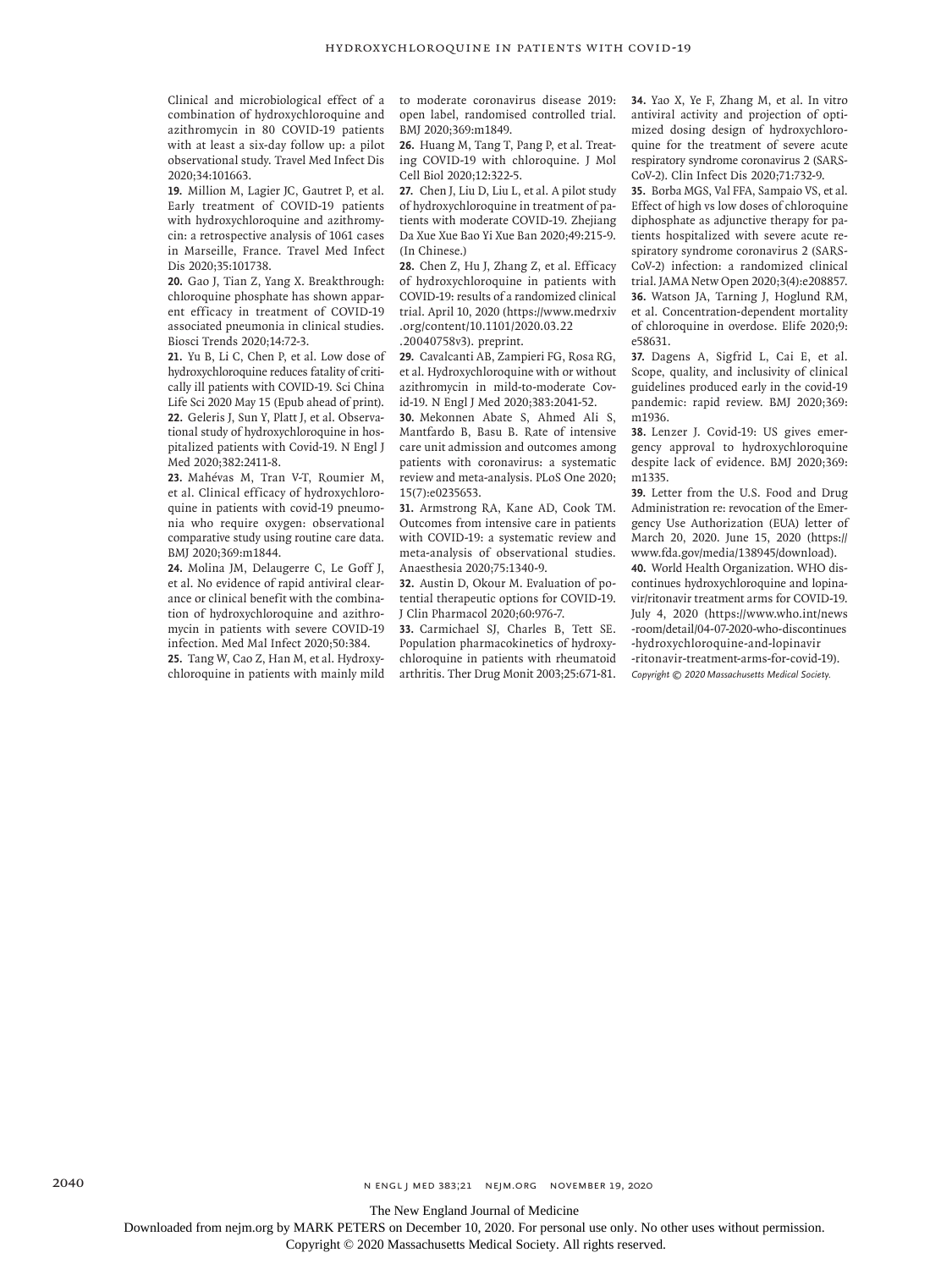Clinical and microbiological effect of a combination of hydroxychloroquine and azithromycin in 80 COVID-19 patients with at least a six-day follow up: a pilot observational study. Travel Med Infect Dis 2020;34:101663.

**19.** Million M, Lagier JC, Gautret P, et al. Early treatment of COVID-19 patients with hydroxychloroquine and azithromycin: a retrospective analysis of 1061 cases in Marseille, France. Travel Med Infect Dis 2020;35:101738.

**20.** Gao J, Tian Z, Yang X. Breakthrough: chloroquine phosphate has shown apparent efficacy in treatment of COVID-19 associated pneumonia in clinical studies. Biosci Trends 2020;14:72-3.

**21.** Yu B, Li C, Chen P, et al. Low dose of hydroxychloroquine reduces fatality of critically ill patients with COVID-19. Sci China Life Sci 2020 May 15 (Epub ahead of print).

**22.** Geleris J, Sun Y, Platt J, et al. Observational study of hydroxychloroquine in hospitalized patients with Covid-19. N Engl J Med 2020;382:2411-8.

**23.** Mahévas M, Tran V-T, Roumier M, et al. Clinical efficacy of hydroxychloroquine in patients with covid-19 pneumonia who require oxygen: observational comparative study using routine care data. BMJ 2020;369:m1844.

**24.** Molina JM, Delaugerre C, Le Goff J, et al. No evidence of rapid antiviral clearance or clinical benefit with the combination of hydroxychloroquine and azithromycin in patients with severe COVID-19 infection. Med Mal Infect 2020;50:384.

**25.** Tang W, Cao Z, Han M, et al. Hydroxychloroquine in patients with mainly mild to moderate coronavirus disease 2019: open label, randomised controlled trial. BMJ 2020;369:m1849.

**26.** Huang M, Tang T, Pang P, et al. Treating COVID-19 with chloroquine. J Mol Cell Biol 2020;12:322-5.

**27.** Chen J, Liu D, Liu L, et al. A pilot study of hydroxychloroquine in treatment of patients with moderate COVID-19. Zhejiang Da Xue Xue Bao Yi Xue Ban 2020;49:215-9. (In Chinese.)

**28.** Chen Z, Hu J, Zhang Z, et al. Efficacy of hydroxychloroquine in patients with COVID-19: results of a randomized clinical trial. April 10, 2020 (https://www.medrxiv.org/content/10.1101/2020.03.22.20040758v3). preprint.

**29.** Cavalcanti AB, Zampieri FG, Rosa RG, et al. Hydroxychloroquine with or without azithromycin in mild-to-moderate Covid-19. N Engl J Med 2020;383:2041-52.

**30.** Mekonnen Abate S, Ahmed Ali S, Mantfardo B, Basu B. Rate of intensive care unit admission and outcomes among patients with coronavirus: a systematic review and meta-analysis. PLoS One 2020; 15(7):e0235653.

**31.** Armstrong RA, Kane AD, Cook TM. Outcomes from intensive care in patients with COVID-19: a systematic review and meta-analysis of observational studies. Anaesthesia 2020;75:1340-9.

**32.** Austin D, Okour M. Evaluation of potential therapeutic options for COVID-19. J Clin Pharmacol 2020;60:976-7.

**33.** Carmichael SJ, Charles B, Tett SE. Population pharmacokinetics of hydroxychloroquine in patients with rheumatoid arthritis. Ther Drug Monit 2003;25:671-81.

**34.** Yao X, Ye F, Zhang M, et al. In vitro antiviral activity and projection of optimized dosing design of hydroxychloroquine for the treatment of severe acute respiratory syndrome coronavirus 2 (SARS-CoV-2). Clin Infect Dis 2020;71:732-9.

**35.** Borba MGS, Val FFA, Sampaio VS, et al. Effect of high vs low doses of chloroquine diphosphate as adjunctive therapy for patients hospitalized with severe acute respiratory syndrome coronavirus 2 (SARS-CoV-2) infection: a randomized clinical trial. JAMA Netw Open 2020;3(4):e208857.

**36.** Watson JA, Tarning J, Hoglund RM, et al. Concentration-dependent mortality of chloroquine in overdose. Elife 2020;9: e58631.

**37.** Dagens A, Sigfrid L, Cai E, et al. Scope, quality, and inclusivity of clinical guidelines produced early in the covid-19 pandemic: rapid review. BMJ 2020;369: m1936.

**38.** Lenzer J. Covid-19: US gives emergency approval to hydroxychloroquine despite lack of evidence. BMJ 2020;369: m1335.

**39.** Letter from the U.S. Food and Drug Administration re: revocation of the Emergency Use Authorization (EUA) letter of March 20, 2020. June 15, 2020 (https://www.fda.gov/media/138945/download).

**40.** World Health Organization. WHO discontinues hydroxychloroquine and lopinavir/ritonavir treatment arms for COVID-19. July 4, 2020 (https://www.who.int/news-room/detail/04-07-2020-who-discontinues-hydroxychloroquine-and-lopinavir-ritonavir-treatment-arms-for-covid-19).

*Copyright © 2020 Massachusetts Medical Society.*